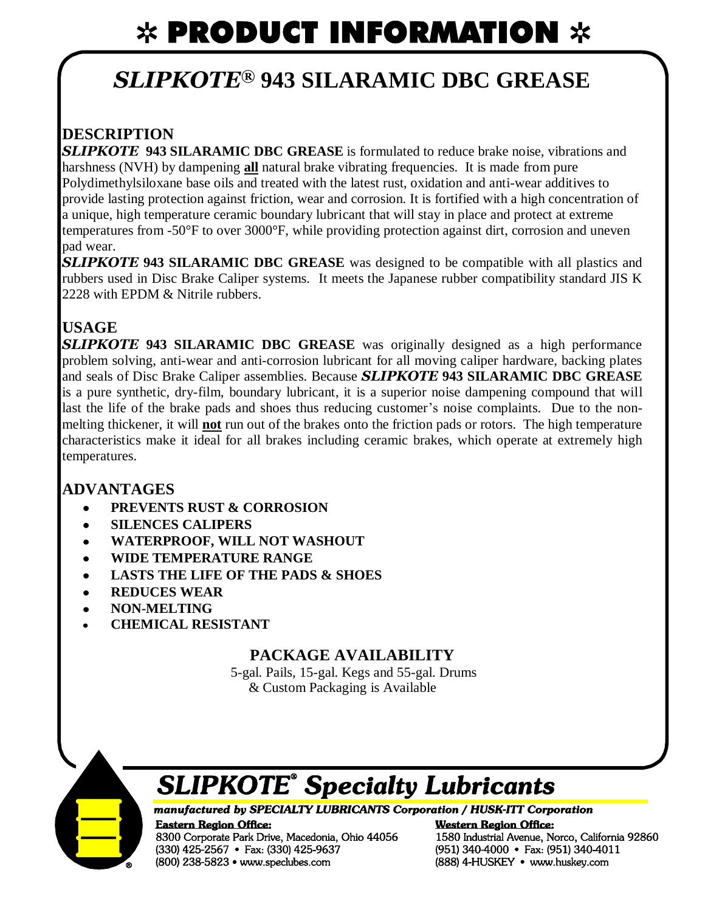# ✲ PRODUCT INFORMATION ✲

## *SLIPKOTE®* 943 SILARAMIC DBC GREASE

### DESCRIPTION

***SLIPKOTE* 943 SILARAMIC DBC GREASE** is formulated to reduce brake noise, vibrations and harshness (NVH) by dampening **all** natural brake vibrating frequencies. It is made from pure Polydimethylsiloxane base oils and treated with the latest rust, oxidation and anti-wear additives to provide lasting protection against friction, wear and corrosion. It is fortified with a high concentration of a unique, high temperature ceramic boundary lubricant that will stay in place and protect at extreme temperatures from -50°F to over 3000°F, while providing protection against dirt, corrosion and uneven pad wear.

***SLIPKOTE* 943 SILARAMIC DBC GREASE** was designed to be compatible with all plastics and rubbers used in Disc Brake Caliper systems. It meets the Japanese rubber compatibility standard JIS K 2228 with EPDM & Nitrile rubbers.

### USAGE

***SLIPKOTE* 943 SILARAMIC DBC GREASE** was originally designed as a high performance problem solving, anti-wear and anti-corrosion lubricant for all moving caliper hardware, backing plates and seals of Disc Brake Caliper assemblies. Because ***SLIPKOTE* 943 SILARAMIC DBC GREASE** is a pure synthetic, dry-film, boundary lubricant, it is a superior noise dampening compound that will last the life of the brake pads and shoes thus reducing customer's noise complaints. Due to the non-melting thickener, it will **not** run out of the brakes onto the friction pads or rotors. The high temperature characteristics make it ideal for all brakes including ceramic brakes, which operate at extremely high temperatures.

### ADVANTAGES

- **PREVENTS RUST & CORROSION**
- **SILENCES CALIPERS**
- **WATERPROOF, WILL NOT WASHOUT**
- **WIDE TEMPERATURE RANGE**
- **LASTS THE LIFE OF THE PADS & SHOES**
- **REDUCES WEAR**
- **NON-MELTING**
- **CHEMICAL RESISTANT**

### PACKAGE AVAILABILITY

5-gal. Pails, 15-gal. Kegs and 55-gal. Drums
& Custom Packaging is Available

## *SLIPKOTE® Specialty Lubricants*

***manufactured by SPECIALTY LUBRICANTS Corporation / HUSK-ITT Corporation***

**Eastern Region Office:**
8300 Corporate Park Drive, Macedonia, Ohio 44056
(330) 425-2567 • Fax: (330) 425-9637
(800) 238-5823 • www.speclubes.com

**Western Region Office:**
1580 Industrial Avenue, Norco, California 92860
(951) 340-4000 • Fax: (951) 340-4011
(888) 4-HUSKEY • www.huskey.com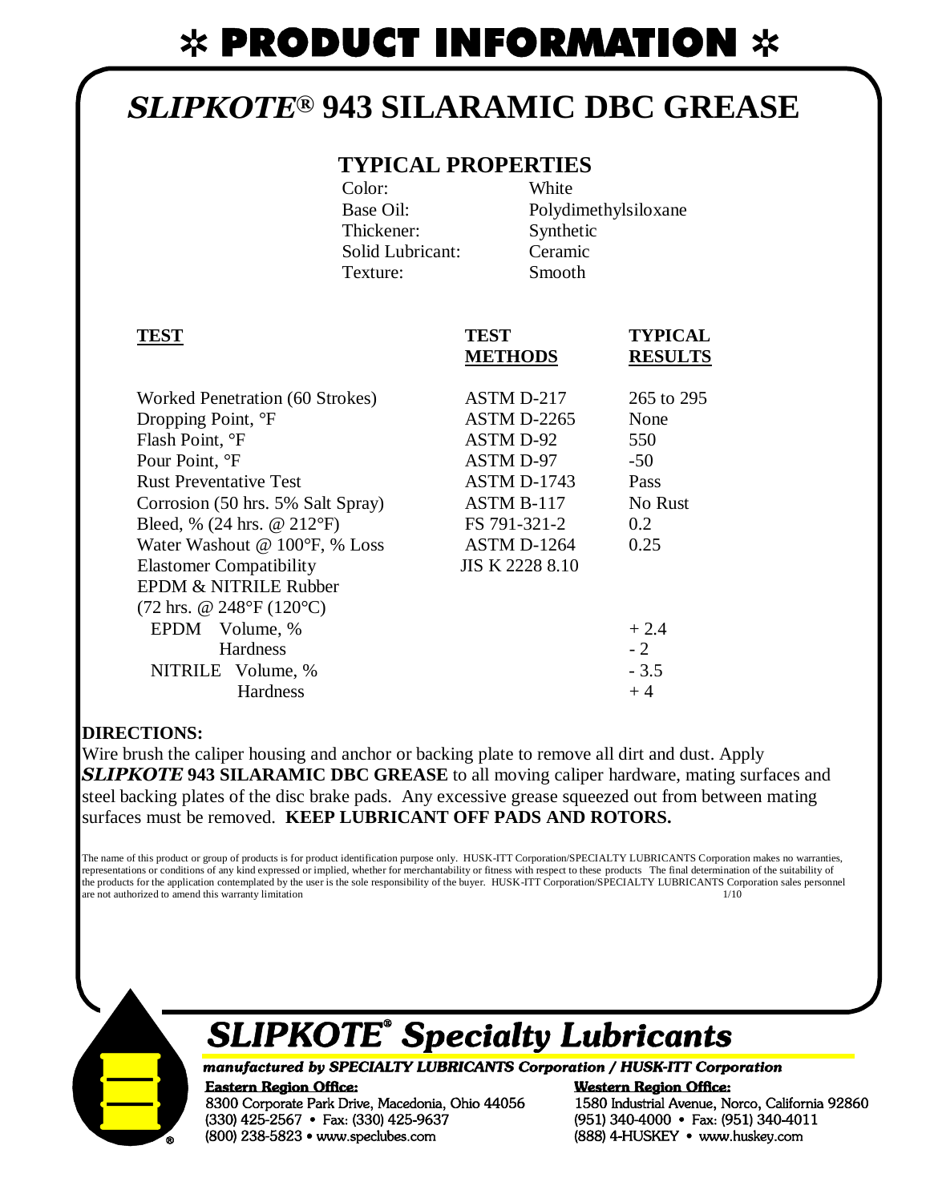# ✲ PRODUCT INFORMATION ✲

# *SLIPKOTE*® 943 SILARAMIC DBC GREASE

## TYPICAL PROPERTIES

| | |
|---|---|
| Color: | White |
| Base Oil: | Polydimethylsiloxane |
| Thickener: | Synthetic |
| Solid Lubricant: | Ceramic |
| Texture: | Smooth |

| TEST | TEST METHODS | TYPICAL RESULTS |
|---|---|---|
| Worked Penetration (60 Strokes) | ASTM D-217 | 265 to 295 |
| Dropping Point, °F | ASTM D-2265 | None |
| Flash Point, °F | ASTM D-92 | 550 |
| Pour Point, °F | ASTM D-97 | -50 |
| Rust Preventative Test | ASTM D-1743 | Pass |
| Corrosion (50 hrs. 5% Salt Spray) | ASTM B-117 | No Rust |
| Bleed, % (24 hrs. @ 212°F) | FS 791-321-2 | 0.2 |
| Water Washout @ 100°F, % Loss | ASTM D-1264 | 0.25 |
| Elastomer Compatibility | JIS K 2228 8.10 | |
| EPDM & NITRILE Rubber | | |
| (72 hrs. @ 248°F (120°C) | | |
| EPDM Volume, % | | + 2.4 |
| Hardness | | - 2 |
| NITRILE Volume, % | | - 3.5 |
| Hardness | | + 4 |

**DIRECTIONS:**

Wire brush the caliper housing and anchor or backing plate to remove all dirt and dust. Apply ***SLIPKOTE*** **943 SILARAMIC DBC GREASE** to all moving caliper hardware, mating surfaces and steel backing plates of the disc brake pads. Any excessive grease squeezed out from between mating surfaces must be removed. **KEEP LUBRICANT OFF PADS AND ROTORS.**

The name of this product or group of products is for product identification purpose only. HUSK-ITT Corporation/SPECIALTY LUBRICANTS Corporation makes no warranties, representations or conditions of any kind expressed or implied, whether for merchantability or fitness with respect to these products The final determination of the suitability of the products for the application contemplated by the user is the sole responsibility of the buyer. HUSK-ITT Corporation/SPECIALTY LUBRICANTS Corporation sales personnel are not authorized to amend this warranty limitation 1/10

## *SLIPKOTE*® *Specialty Lubricants*

*manufactured by SPECIALTY LUBRICANTS Corporation / HUSK-ITT Corporation*

**Eastern Region Office:**
8300 Corporate Park Drive, Macedonia, Ohio 44056
(330) 425-2567 • Fax: (330) 425-9637
(800) 238-5823 • www.speclubes.com

**Western Region Office:**
1580 Industrial Avenue, Norco, California 92860
(951) 340-4000 • Fax: (951) 340-4011
(888) 4-HUSKEY • www.huskey.com